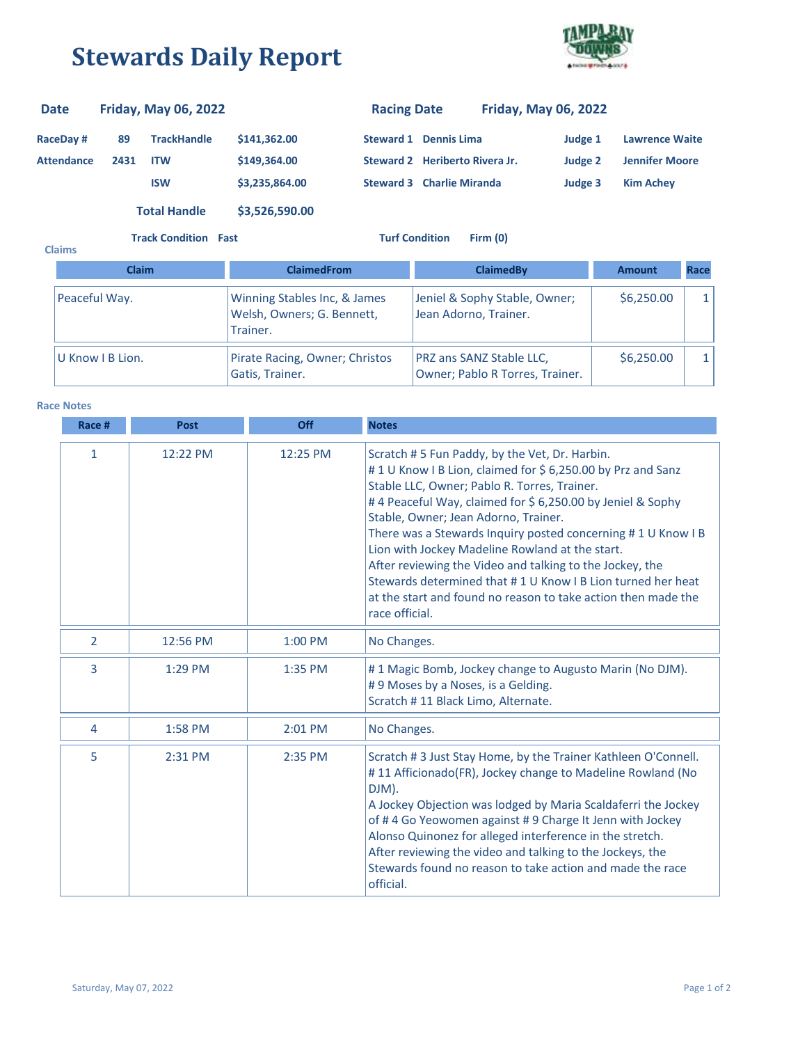# Stewards Daily Report

| | | | | | | | |
|---|---|---|---|---|---|---|---|
| **Date** | **Friday, May 06, 2022** | | | **Racing Date** | **Friday, May 06, 2022** | | |
| **RaceDay #** | **89** | **TrackHandle** | **$141,362.00** | **Steward 1** | **Dennis Lima** | **Judge 1** | **Lawrence Waite** |
| **Attendance** | **2431** | **ITW** | **$149,364.00** | **Steward 2** | **Heriberto Rivera Jr.** | **Judge 2** | **Jennifer Moore** |
| | | **ISW** | **$3,235,864.00** | **Steward 3** | **Charlie Miranda** | **Judge 3** | **Kim Achey** |
| | | **Total Handle** | **$3,526,590.00** | | | | |

**Track Condition** Fast **Turf Condition** Firm (0)

**Claims**

| Claim | ClaimedFrom | ClaimedBy | Amount | Race |
|---|---|---|---|---|
| Peaceful Way. | Winning Stables Inc, & James Welsh, Owners; G. Bennett, Trainer. | Jeniel & Sophy Stable, Owner; Jean Adorno, Trainer. | $6,250.00 | 1 |
| U Know I B Lion. | Pirate Racing, Owner; Christos Gatis, Trainer. | PRZ ans SANZ Stable LLC, Owner; Pablo R Torres, Trainer. | $6,250.00 | 1 |

**Race Notes**

| Race # | Post | Off | Notes |
|---|---|---|---|
| 1 | 12:22 PM | 12:25 PM | Scratch # 5 Fun Paddy, by the Vet, Dr. Harbin.<br># 1 U Know I B Lion, claimed for $ 6,250.00 by Prz and Sanz Stable LLC, Owner; Pablo R. Torres, Trainer.<br># 4 Peaceful Way, claimed for $ 6,250.00 by Jeniel & Sophy Stable, Owner; Jean Adorno, Trainer.<br>There was a Stewards Inquiry posted concerning # 1 U Know I B Lion with Jockey Madeline Rowland at the start.<br>After reviewing the Video and talking to the Jockey, the Stewards determined that # 1 U Know I B Lion turned her heat at the start and found no reason to take action then made the race official. |
| 2 | 12:56 PM | 1:00 PM | No Changes. |
| 3 | 1:29 PM | 1:35 PM | # 1 Magic Bomb, Jockey change to Augusto Marin (No DJM).<br># 9 Moses by a Noses, is a Gelding.<br>Scratch # 11 Black Limo, Alternate. |
| 4 | 1:58 PM | 2:01 PM | No Changes. |
| 5 | 2:31 PM | 2:35 PM | Scratch # 3 Just Stay Home, by the Trainer Kathleen O'Connell.<br># 11 Afficionado(FR), Jockey change to Madeline Rowland (No DJM).<br>A Jockey Objection was lodged by Maria Scaldaferri the Jockey of # 4 Go Yeowomen against # 9 Charge It Jenn with Jockey Alonso Quinonez for alleged interference in the stretch.<br>After reviewing the video and talking to the Jockeys, the Stewards found no reason to take action and made the race official. |

Saturday, May 07, 2022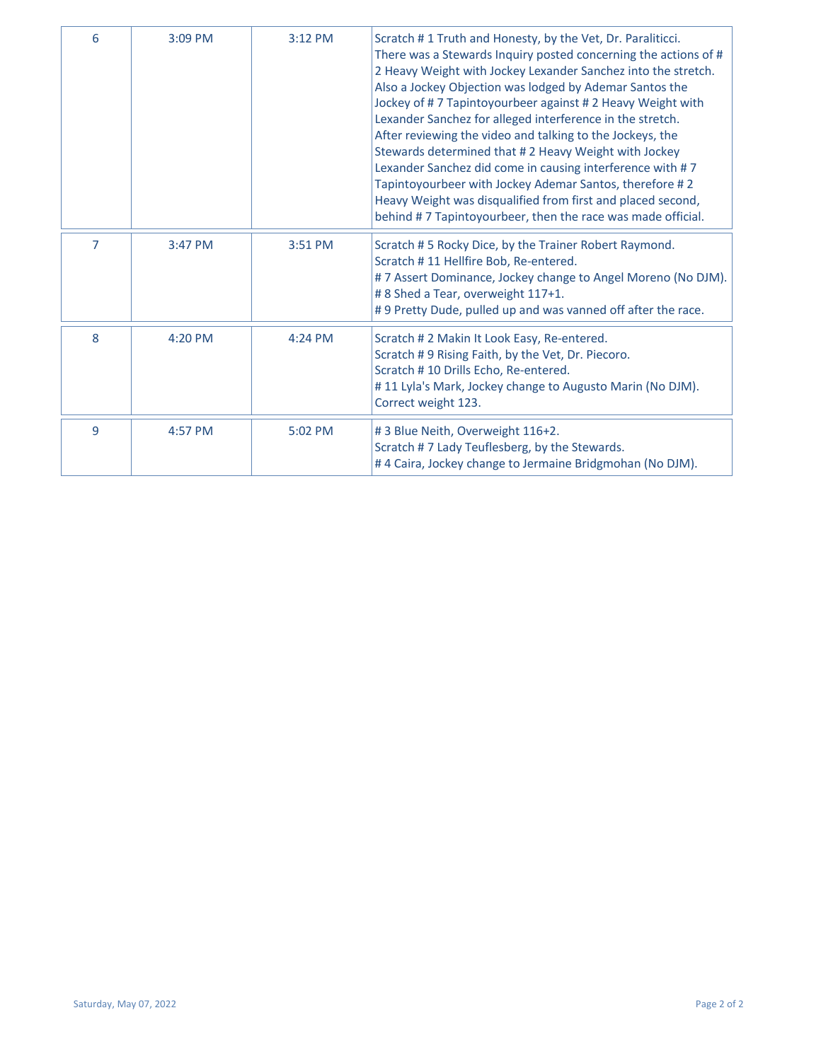| | | | |
|---|---|---|---|
| 6 | 3:09 PM | 3:12 PM | Scratch # 1 Truth and Honesty, by the Vet, Dr. Paraliticci.<br>There was a Stewards Inquiry posted concerning the actions of # 2 Heavy Weight with Jockey Lexander Sanchez into the stretch. Also a Jockey Objection was lodged by Ademar Santos the Jockey of # 7 Tapintoyourbeer against # 2 Heavy Weight with Lexander Sanchez for alleged interference in the stretch. After reviewing the video and talking to the Jockeys, the Stewards determined that # 2 Heavy Weight with Jockey Lexander Sanchez did come in causing interference with # 7 Tapintoyourbeer with Jockey Ademar Santos, therefore # 2 Heavy Weight was disqualified from first and placed second, behind # 7 Tapintoyourbeer, then the race was made official. |
| 7 | 3:47 PM | 3:51 PM | Scratch # 5 Rocky Dice, by the Trainer Robert Raymond.<br>Scratch # 11 Hellfire Bob, Re-entered.<br># 7 Assert Dominance, Jockey change to Angel Moreno (No DJM).<br># 8 Shed a Tear, overweight 117+1.<br># 9 Pretty Dude, pulled up and was vanned off after the race. |
| 8 | 4:20 PM | 4:24 PM | Scratch # 2 Makin It Look Easy, Re-entered.<br>Scratch # 9 Rising Faith, by the Vet, Dr. Piecoro.<br>Scratch # 10 Drills Echo, Re-entered.<br># 11 Lyla's Mark, Jockey change to Augusto Marin (No DJM). Correct weight 123. |
| 9 | 4:57 PM | 5:02 PM | # 3 Blue Neith, Overweight 116+2.<br>Scratch # 7 Lady Teuflesberg, by the Stewards.<br># 4 Caira, Jockey change to Jermaine Bridgmohan (No DJM). |